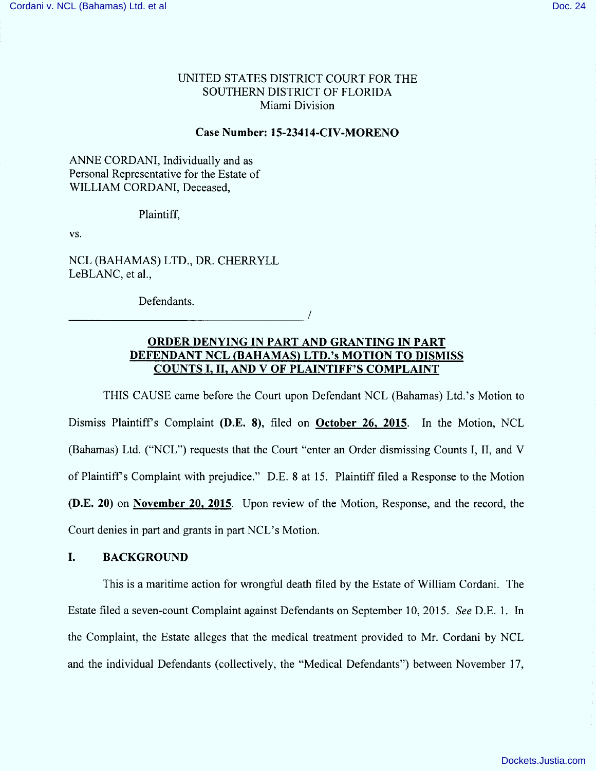UNITED STATES DISTRICT COURT FOR THE
SOUTHERN DISTRICT OF FLORIDA
Miami Division

**Case Number: 15-23414-CIV-MORENO**

ANNE CORDANI, Individually and as Personal Representative for the Estate of WILLIAM CORDANI, Deceased,

Plaintiff,

vs.

NCL (BAHAMAS) LTD., DR. CHERRYLL LeBLANC, et al.,

Defendants.

_______________________________________/

**ORDER DENYING IN PART AND GRANTING IN PART DEFENDANT NCL (BAHAMAS) LTD.'s MOTION TO DISMISS COUNTS I, II, AND V OF PLAINTIFF'S COMPLAINT**

THIS CAUSE came before the Court upon Defendant NCL (Bahamas) Ltd.'s Motion to Dismiss Plaintiff's Complaint **(D.E. 8)**, filed on **October 26, 2015**. In the Motion, NCL (Bahamas) Ltd. ("NCL") requests that the Court "enter an Order dismissing Counts I, II, and V of Plaintiff's Complaint with prejudice." D.E. 8 at 15. Plaintiff filed a Response to the Motion **(D.E. 20)** on **November 20, 2015**. Upon review of the Motion, Response, and the record, the Court denies in part and grants in part NCL's Motion.

## I. BACKGROUND

This is a maritime action for wrongful death filed by the Estate of William Cordani. The Estate filed a seven-count Complaint against Defendants on September 10, 2015. *See* D.E. 1. In the Complaint, the Estate alleges that the medical treatment provided to Mr. Cordani by NCL and the individual Defendants (collectively, the "Medical Defendants") between November 17,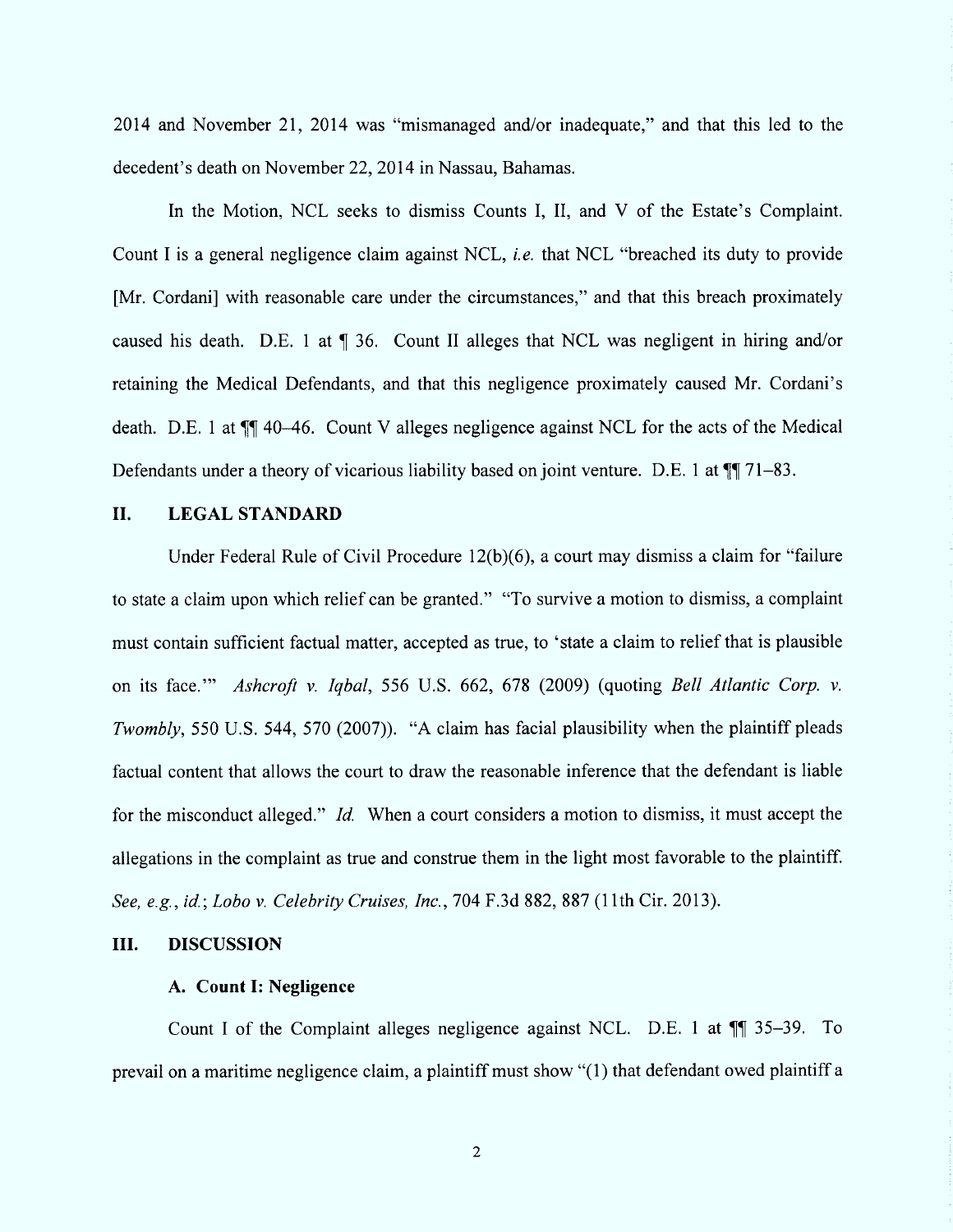2014 and November 21, 2014 was "mismanaged and/or inadequate," and that this led to the decedent's death on November 22, 2014 in Nassau, Bahamas.

In the Motion, NCL seeks to dismiss Counts I, II, and V of the Estate's Complaint. Count I is a general negligence claim against NCL, *i.e.* that NCL "breached its duty to provide [Mr. Cordani] with reasonable care under the circumstances," and that this breach proximately caused his death. D.E. 1 at ¶ 36. Count II alleges that NCL was negligent in hiring and/or retaining the Medical Defendants, and that this negligence proximately caused Mr. Cordani's death. D.E. 1 at ¶¶ 40–46. Count V alleges negligence against NCL for the acts of the Medical Defendants under a theory of vicarious liability based on joint venture. D.E. 1 at ¶¶ 71–83.

## II. LEGAL STANDARD

Under Federal Rule of Civil Procedure 12(b)(6), a court may dismiss a claim for "failure to state a claim upon which relief can be granted." "To survive a motion to dismiss, a complaint must contain sufficient factual matter, accepted as true, to 'state a claim to relief that is plausible on its face.'" *Ashcroft v. Iqbal*, 556 U.S. 662, 678 (2009) (quoting *Bell Atlantic Corp. v. Twombly*, 550 U.S. 544, 570 (2007)). "A claim has facial plausibility when the plaintiff pleads factual content that allows the court to draw the reasonable inference that the defendant is liable for the misconduct alleged." *Id.* When a court considers a motion to dismiss, it must accept the allegations in the complaint as true and construe them in the light most favorable to the plaintiff. *See, e.g.*, *id.*; *Lobo v. Celebrity Cruises, Inc.*, 704 F.3d 882, 887 (11th Cir. 2013).

## III. DISCUSSION

### A. Count I: Negligence

Count I of the Complaint alleges negligence against NCL. D.E. 1 at ¶¶ 35–39. To prevail on a maritime negligence claim, a plaintiff must show "(1) that defendant owed plaintiff a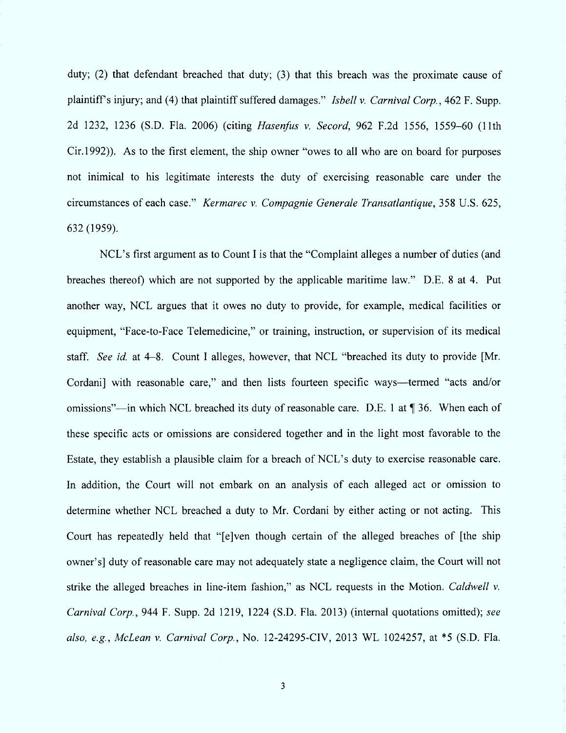duty; (2) that defendant breached that duty; (3) that this breach was the proximate cause of plaintiff's injury; and (4) that plaintiff suffered damages." *Isbell v. Carnival Corp.*, 462 F. Supp. 2d 1232, 1236 (S.D. Fla. 2006) (citing *Hasenfus v. Secord*, 962 F.2d 1556, 1559–60 (11th Cir.1992)). As to the first element, the ship owner "owes to all who are on board for purposes not inimical to his legitimate interests the duty of exercising reasonable care under the circumstances of each case." *Kermarec v. Compagnie Generale Transatlantique*, 358 U.S. 625, 632 (1959).

NCL's first argument as to Count I is that the "Complaint alleges a number of duties (and breaches thereof) which are not supported by the applicable maritime law." D.E. 8 at 4. Put another way, NCL argues that it owes no duty to provide, for example, medical facilities or equipment, "Face-to-Face Telemedicine," or training, instruction, or supervision of its medical staff. *See id.* at 4–8. Count I alleges, however, that NCL "breached its duty to provide [Mr. Cordani] with reasonable care," and then lists fourteen specific ways—termed "acts and/or omissions"—in which NCL breached its duty of reasonable care. D.E. 1 at ¶ 36. When each of these specific acts or omissions are considered together and in the light most favorable to the Estate, they establish a plausible claim for a breach of NCL's duty to exercise reasonable care. In addition, the Court will not embark on an analysis of each alleged act or omission to determine whether NCL breached a duty to Mr. Cordani by either acting or not acting. This Court has repeatedly held that "[e]ven though certain of the alleged breaches of [the ship owner's] duty of reasonable care may not adequately state a negligence claim, the Court will not strike the alleged breaches in line-item fashion," as NCL requests in the Motion. *Caldwell v. Carnival Corp.*, 944 F. Supp. 2d 1219, 1224 (S.D. Fla. 2013) (internal quotations omitted); *see also, e.g., McLean v. Carnival Corp.*, No. 12-24295-CIV, 2013 WL 1024257, at *5 (S.D. Fla.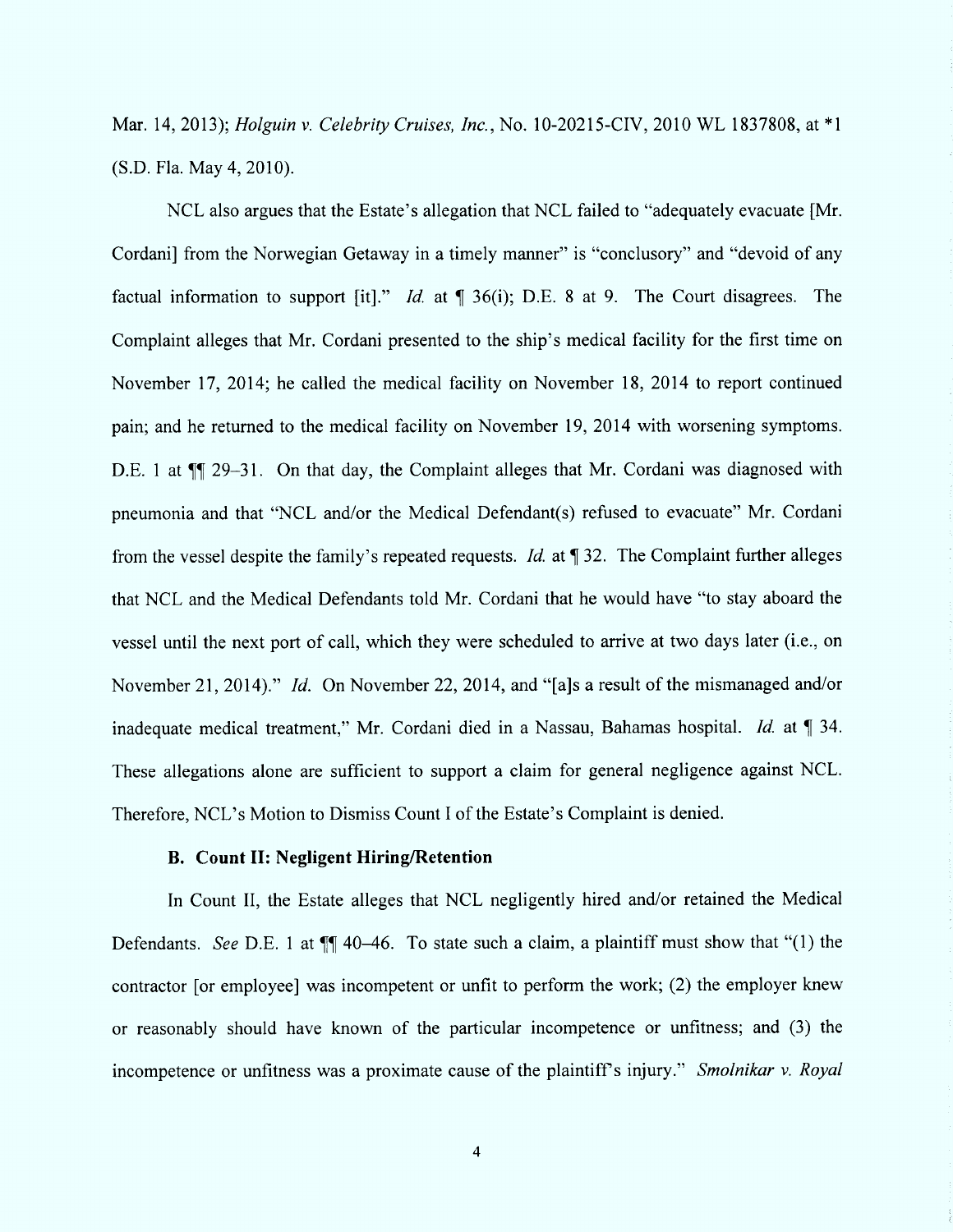Mar. 14, 2013); *Holguin v. Celebrity Cruises, Inc.*, No. 10-20215-CIV, 2010 WL 1837808, at *1 (S.D. Fla. May 4, 2010).

NCL also argues that the Estate's allegation that NCL failed to "adequately evacuate [Mr. Cordani] from the Norwegian Getaway in a timely manner" is "conclusory" and "devoid of any factual information to support [it]." *Id.* at ¶ 36(i); D.E. 8 at 9. The Court disagrees. The Complaint alleges that Mr. Cordani presented to the ship's medical facility for the first time on November 17, 2014; he called the medical facility on November 18, 2014 to report continued pain; and he returned to the medical facility on November 19, 2014 with worsening symptoms. D.E. 1 at ¶¶ 29–31. On that day, the Complaint alleges that Mr. Cordani was diagnosed with pneumonia and that "NCL and/or the Medical Defendant(s) refused to evacuate" Mr. Cordani from the vessel despite the family's repeated requests. *Id.* at ¶ 32. The Complaint further alleges that NCL and the Medical Defendants told Mr. Cordani that he would have "to stay aboard the vessel until the next port of call, which they were scheduled to arrive at two days later (i.e., on November 21, 2014)." *Id.* On November 22, 2014, and "[a]s a result of the mismanaged and/or inadequate medical treatment," Mr. Cordani died in a Nassau, Bahamas hospital. *Id.* at ¶ 34. These allegations alone are sufficient to support a claim for general negligence against NCL. Therefore, NCL's Motion to Dismiss Count I of the Estate's Complaint is denied.

### B. Count II: Negligent Hiring/Retention

In Count II, the Estate alleges that NCL negligently hired and/or retained the Medical Defendants. *See* D.E. 1 at ¶¶ 40–46. To state such a claim, a plaintiff must show that "(1) the contractor [or employee] was incompetent or unfit to perform the work; (2) the employer knew or reasonably should have known of the particular incompetence or unfitness; and (3) the incompetence or unfitness was a proximate cause of the plaintiff's injury." *Smolnikar v. Royal*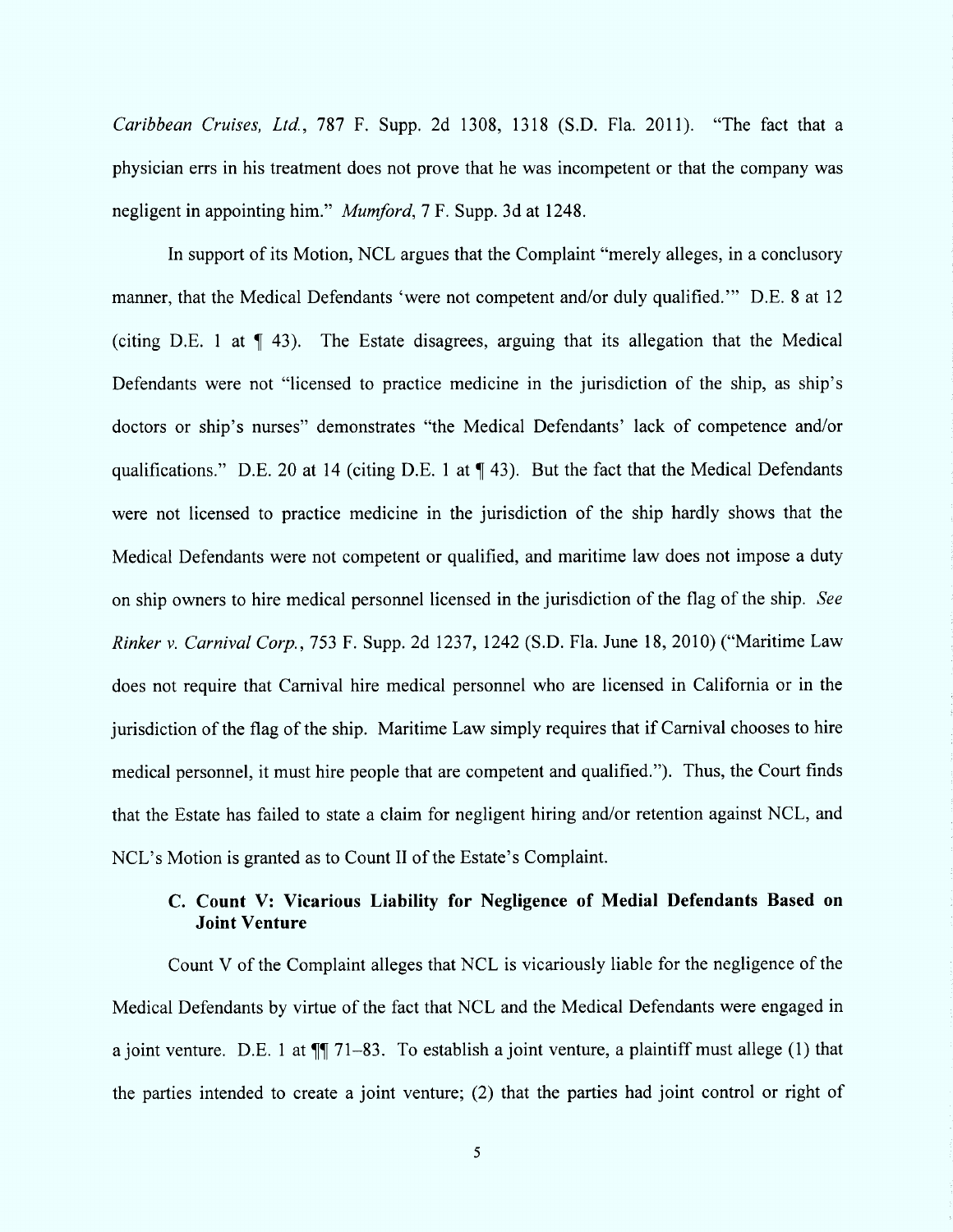*Caribbean Cruises, Ltd.*, 787 F. Supp. 2d 1308, 1318 (S.D. Fla. 2011). "The fact that a physician errs in his treatment does not prove that he was incompetent or that the company was negligent in appointing him." *Mumford*, 7 F. Supp. 3d at 1248.

In support of its Motion, NCL argues that the Complaint "merely alleges, in a conclusory manner, that the Medical Defendants 'were not competent and/or duly qualified.'" D.E. 8 at 12 (citing D.E. 1 at ¶ 43). The Estate disagrees, arguing that its allegation that the Medical Defendants were not "licensed to practice medicine in the jurisdiction of the ship, as ship's doctors or ship's nurses" demonstrates "the Medical Defendants' lack of competence and/or qualifications." D.E. 20 at 14 (citing D.E. 1 at ¶ 43). But the fact that the Medical Defendants were not licensed to practice medicine in the jurisdiction of the ship hardly shows that the Medical Defendants were not competent or qualified, and maritime law does not impose a duty on ship owners to hire medical personnel licensed in the jurisdiction of the flag of the ship. *See Rinker v. Carnival Corp.*, 753 F. Supp. 2d 1237, 1242 (S.D. Fla. June 18, 2010) ("Maritime Law does not require that Carnival hire medical personnel who are licensed in California or in the jurisdiction of the flag of the ship. Maritime Law simply requires that if Carnival chooses to hire medical personnel, it must hire people that are competent and qualified."). Thus, the Court finds that the Estate has failed to state a claim for negligent hiring and/or retention against NCL, and NCL's Motion is granted as to Count II of the Estate's Complaint.

### C. Count V: Vicarious Liability for Negligence of Medial Defendants Based on Joint Venture

Count V of the Complaint alleges that NCL is vicariously liable for the negligence of the Medical Defendants by virtue of the fact that NCL and the Medical Defendants were engaged in a joint venture. D.E. 1 at ¶¶ 71–83. To establish a joint venture, a plaintiff must allege (1) that the parties intended to create a joint venture; (2) that the parties had joint control or right of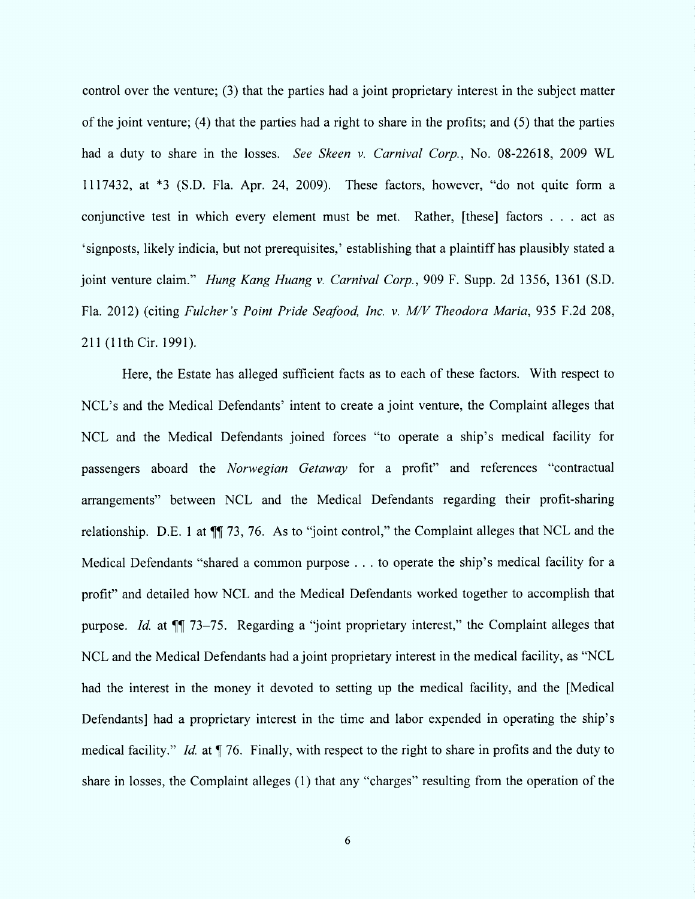control over the venture; (3) that the parties had a joint proprietary interest in the subject matter of the joint venture; (4) that the parties had a right to share in the profits; and (5) that the parties had a duty to share in the losses. *See Skeen v. Carnival Corp.*, No. 08-22618, 2009 WL 1117432, at *3 (S.D. Fla. Apr. 24, 2009). These factors, however, "do not quite form a conjunctive test in which every element must be met. Rather, [these] factors . . . act as 'signposts, likely indicia, but not prerequisites,' establishing that a plaintiff has plausibly stated a joint venture claim." *Hung Kang Huang v. Carnival Corp.*, 909 F. Supp. 2d 1356, 1361 (S.D. Fla. 2012) (citing *Fulcher's Point Pride Seafood, Inc. v. M/V Theodora Maria*, 935 F.2d 208, 211 (11th Cir. 1991).

Here, the Estate has alleged sufficient facts as to each of these factors. With respect to NCL's and the Medical Defendants' intent to create a joint venture, the Complaint alleges that NCL and the Medical Defendants joined forces "to operate a ship's medical facility for passengers aboard the *Norwegian Getaway* for a profit" and references "contractual arrangements" between NCL and the Medical Defendants regarding their profit-sharing relationship. D.E. 1 at ¶¶ 73, 76. As to "joint control," the Complaint alleges that NCL and the Medical Defendants "shared a common purpose . . . to operate the ship's medical facility for a profit" and detailed how NCL and the Medical Defendants worked together to accomplish that purpose. *Id.* at ¶¶ 73–75. Regarding a "joint proprietary interest," the Complaint alleges that NCL and the Medical Defendants had a joint proprietary interest in the medical facility, as "NCL had the interest in the money it devoted to setting up the medical facility, and the [Medical Defendants] had a proprietary interest in the time and labor expended in operating the ship's medical facility." *Id.* at ¶ 76. Finally, with respect to the right to share in profits and the duty to share in losses, the Complaint alleges (1) that any "charges" resulting from the operation of the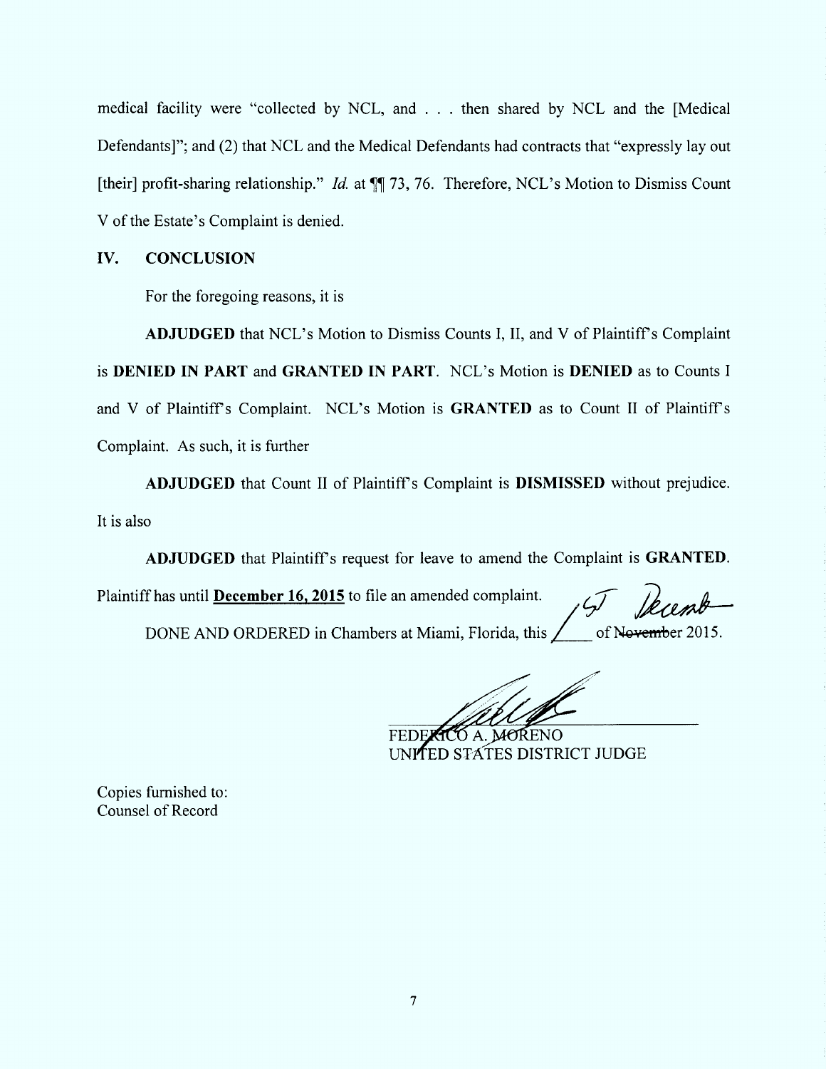medical facility were "collected by NCL, and . . . then shared by NCL and the [Medical Defendants]"; and (2) that NCL and the Medical Defendants had contracts that "expressly lay out [their] profit-sharing relationship." *Id.* at ¶¶ 73, 76. Therefore, NCL's Motion to Dismiss Count V of the Estate's Complaint is denied.

## IV. CONCLUSION

For the foregoing reasons, it is

**ADJUDGED** that NCL's Motion to Dismiss Counts I, II, and V of Plaintiff's Complaint is **DENIED IN PART** and **GRANTED IN PART**. NCL's Motion is **DENIED** as to Counts I and V of Plaintiff's Complaint. NCL's Motion is **GRANTED** as to Count II of Plaintiff's Complaint. As such, it is further

**ADJUDGED** that Count II of Plaintiff's Complaint is **DISMISSED** without prejudice. It is also

**ADJUDGED** that Plaintiff's request for leave to amend the Complaint is **GRANTED**. Plaintiff has until **December 16, 2015** to file an amended complaint.

DONE AND ORDERED in Chambers at Miami, Florida, this 1st of ~~November~~ December 2015.

FEDERICO A. MORENO
UNITED STATES DISTRICT JUDGE

Copies furnished to:
Counsel of Record